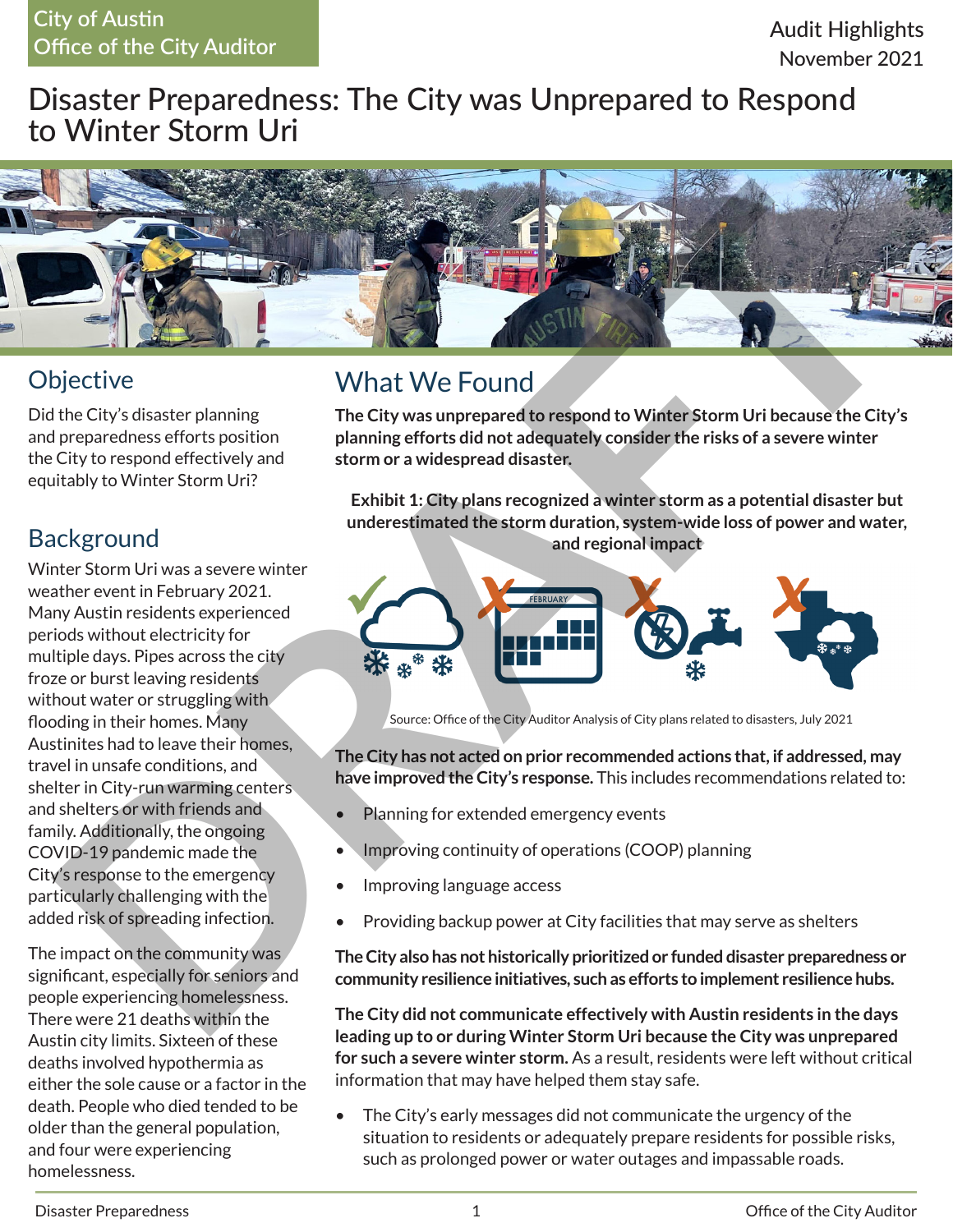City of Austin
Office of the City Auditor

Audit Highlights
November 2021

# Disaster Preparedness: The City was Unprepared to Respond to Winter Storm Uri

## Objective

Did the City's disaster planning and preparedness efforts position the City to respond effectively and equitably to Winter Storm Uri?

## Background

Winter Storm Uri was a severe winter weather event in February 2021. Many Austin residents experienced periods without electricity for multiple days. Pipes across the city froze or burst leaving residents without water or struggling with flooding in their homes. Many Austinites had to leave their homes, travel in unsafe conditions, and shelter in City-run warming centers and shelters or with friends and family. Additionally, the ongoing COVID-19 pandemic made the City's response to the emergency particularly challenging with the added risk of spreading infection.

The impact on the community was significant, especially for seniors and people experiencing homelessness. There were 21 deaths within the Austin city limits. Sixteen of these deaths involved hypothermia as either the sole cause or a factor in the death. People who died tended to be older than the general population, and four were experiencing homelessness.

## What We Found

**The City was unprepared to respond to Winter Storm Uri because the City's planning efforts did not adequately consider the risks of a severe winter storm or a widespread disaster.**

**Exhibit 1: City plans recognized a winter storm as a potential disaster but underestimated the storm duration, system-wide loss of power and water, and regional impact**

Source: Office of the City Auditor Analysis of City plans related to disasters, July 2021

**The City has not acted on prior recommended actions that, if addressed, may have improved the City's response.** This includes recommendations related to:

- Planning for extended emergency events
- Improving continuity of operations (COOP) planning
- Improving language access
- Providing backup power at City facilities that may serve as shelters

**The City also has not historically prioritized or funded disaster preparedness or community resilience initiatives, such as efforts to implement resilience hubs.**

**The City did not communicate effectively with Austin residents in the days leading up to or during Winter Storm Uri because the City was unprepared for such a severe winter storm.** As a result, residents were left without critical information that may have helped them stay safe.

- The City's early messages did not communicate the urgency of the situation to residents or adequately prepare residents for possible risks, such as prolonged power or water outages and impassable roads.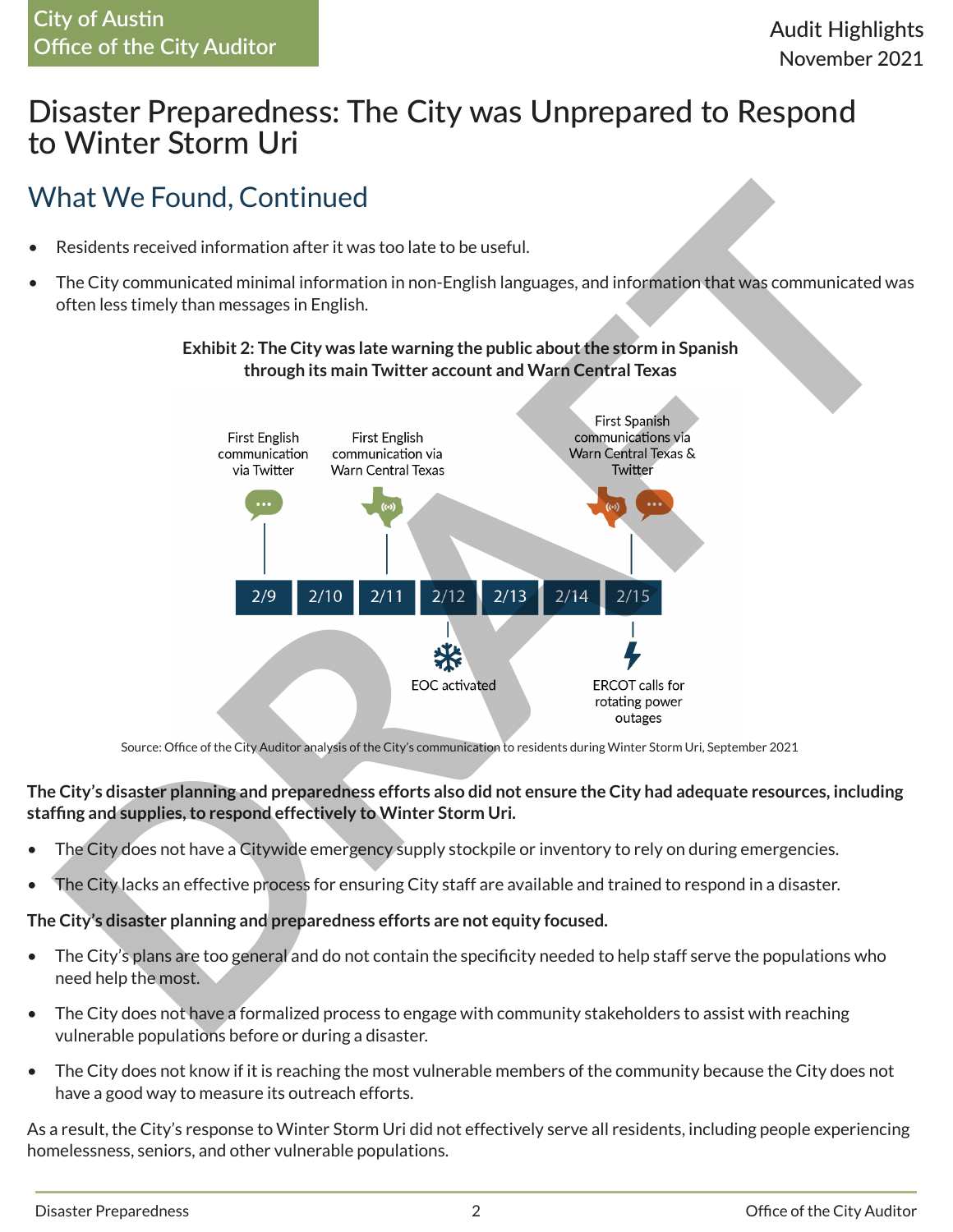# Disaster Preparedness: The City was Unprepared to Respond to Winter Storm Uri

## What We Found, Continued

- Residents received information after it was too late to be useful.
- The City communicated minimal information in non-English languages, and information that was communicated was often less timely than messages in English.

**Exhibit 2: The City was late warning the public about the storm in Spanish through its main Twitter account and Warn Central Texas**

| Date | Event |
| --- | --- |
| 2/9 | First English communication via Twitter |
| 2/10 | |
| 2/11 | First English communication via Warn Central Texas |
| 2/12 | EOC activated |
| 2/13 | |
| 2/14 | |
| 2/15 | First Spanish communications via Warn Central Texas & Twitter; ERCOT calls for rotating power outages |

Source: Office of the City Auditor analysis of the City's communication to residents during Winter Storm Uri, September 2021

**The City's disaster planning and preparedness efforts also did not ensure the City had adequate resources, including staffing and supplies, to respond effectively to Winter Storm Uri.**

- The City does not have a Citywide emergency supply stockpile or inventory to rely on during emergencies.
- The City lacks an effective process for ensuring City staff are available and trained to respond in a disaster.

**The City's disaster planning and preparedness efforts are not equity focused.**

- The City's plans are too general and do not contain the specificity needed to help staff serve the populations who need help the most.
- The City does not have a formalized process to engage with community stakeholders to assist with reaching vulnerable populations before or during a disaster.
- The City does not know if it is reaching the most vulnerable members of the community because the City does not have a good way to measure its outreach efforts.

As a result, the City's response to Winter Storm Uri did not effectively serve all residents, including people experiencing homelessness, seniors, and other vulnerable populations.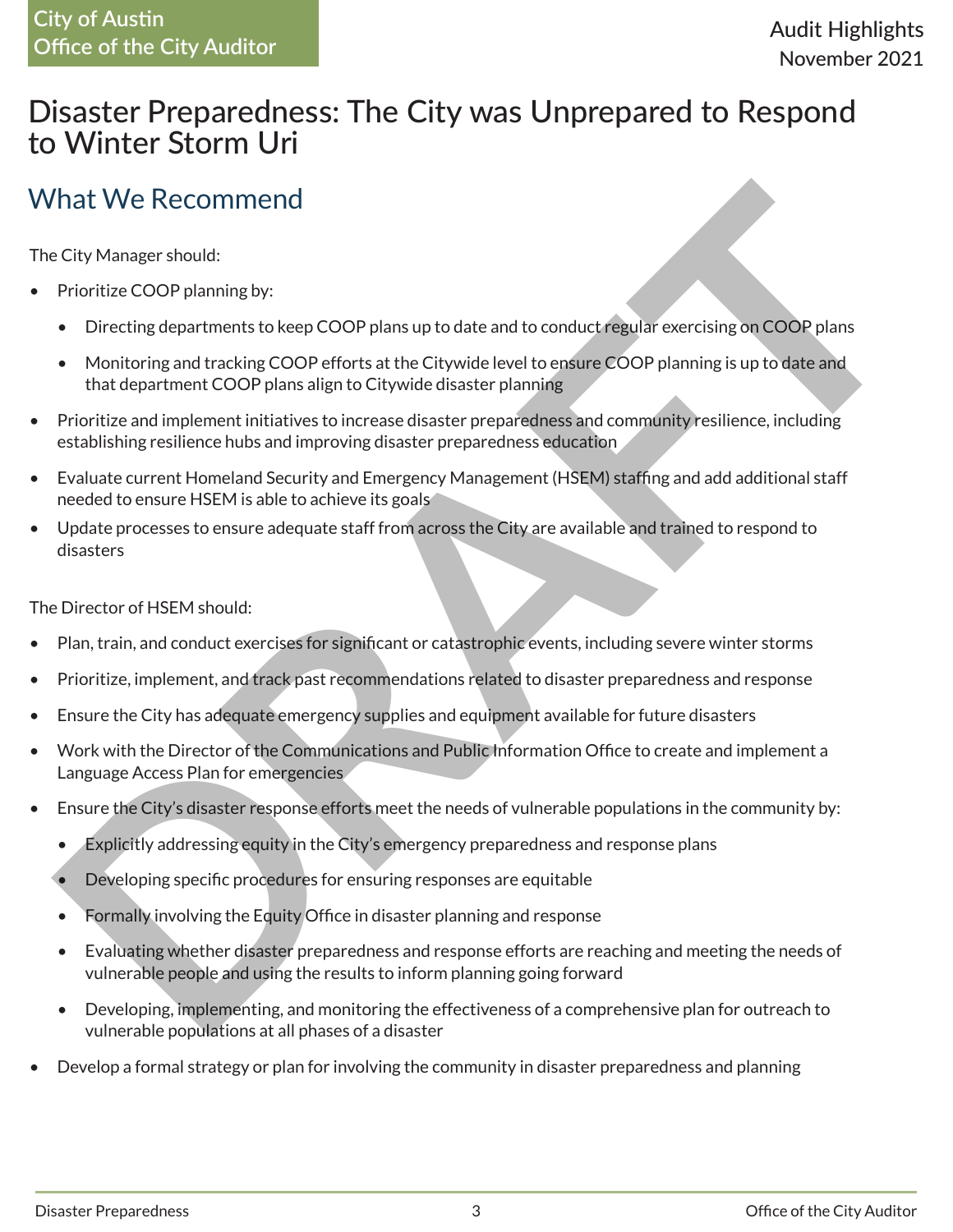# Disaster Preparedness: The City was Unprepared to Respond to Winter Storm Uri

## What We Recommend

The City Manager should:

- Prioritize COOP planning by:
  - Directing departments to keep COOP plans up to date and to conduct regular exercising on COOP plans
  - Monitoring and tracking COOP efforts at the Citywide level to ensure COOP planning is up to date and that department COOP plans align to Citywide disaster planning
- Prioritize and implement initiatives to increase disaster preparedness and community resilience, including establishing resilience hubs and improving disaster preparedness education
- Evaluate current Homeland Security and Emergency Management (HSEM) staffing and add additional staff needed to ensure HSEM is able to achieve its goals
- Update processes to ensure adequate staff from across the City are available and trained to respond to disasters

The Director of HSEM should:

- Plan, train, and conduct exercises for significant or catastrophic events, including severe winter storms
- Prioritize, implement, and track past recommendations related to disaster preparedness and response
- Ensure the City has adequate emergency supplies and equipment available for future disasters
- Work with the Director of the Communications and Public Information Office to create and implement a Language Access Plan for emergencies
- Ensure the City's disaster response efforts meet the needs of vulnerable populations in the community by:
  - Explicitly addressing equity in the City's emergency preparedness and response plans
  - Developing specific procedures for ensuring responses are equitable
  - Formally involving the Equity Office in disaster planning and response
  - Evaluating whether disaster preparedness and response efforts are reaching and meeting the needs of vulnerable people and using the results to inform planning going forward
  - Developing, implementing, and monitoring the effectiveness of a comprehensive plan for outreach to vulnerable populations at all phases of a disaster
- Develop a formal strategy or plan for involving the community in disaster preparedness and planning